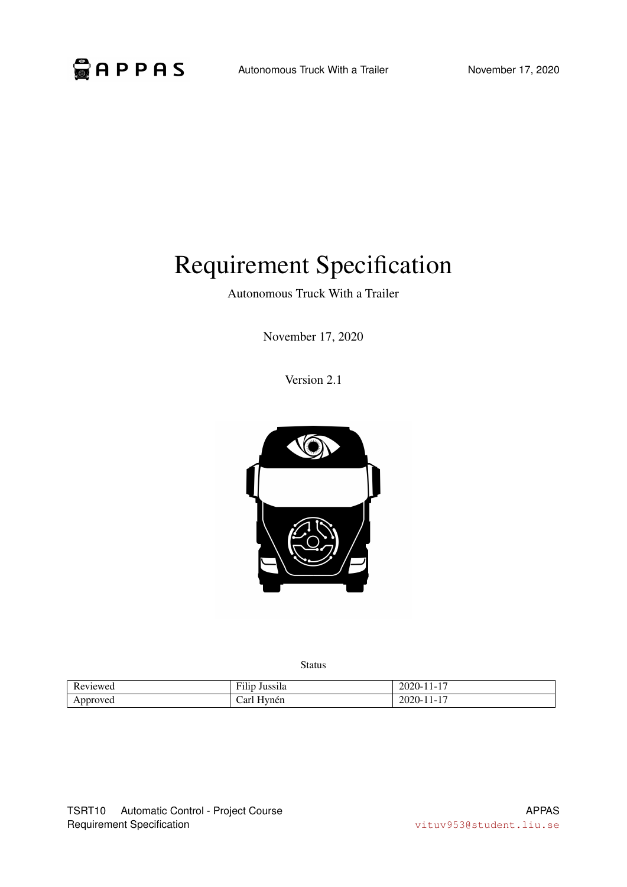# Requirement Specification

Autonomous Truck With a Trailer

November 17, 2020

Version 2.1

Status

| | | |
|---|---|---|
| Reviewed | Filip Jussila | 2020-11-17 |
| Approved | Carl Hynén | 2020-11-17 |

TSRT10 Automatic Control - Project Course
Requirement Specification

APPAS
vituv953@student.liu.se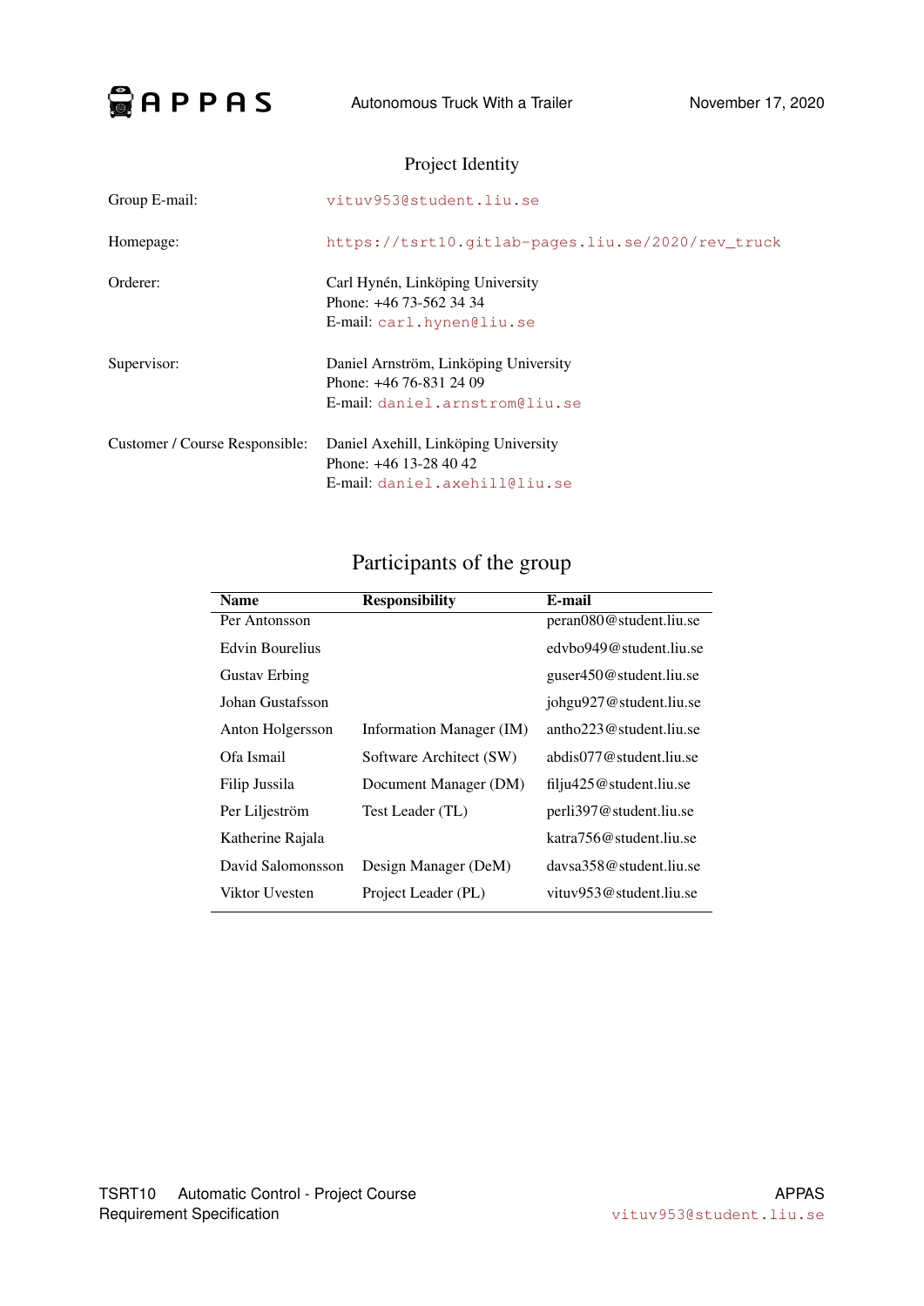## Project Identity

| | |
|---|---|
| Group E-mail: | vituv953@student.liu.se |
| Homepage: | https://tsrt10.gitlab-pages.liu.se/2020/rev_truck |
| Orderer: | Carl Hynén, Linköping University<br>Phone: +46 73-562 34 34<br>E-mail: carl.hynen@liu.se |
| Supervisor: | Daniel Arnström, Linköping University<br>Phone: +46 76-831 24 09<br>E-mail: daniel.arnstrom@liu.se |
| Customer / Course Responsible: | Daniel Axehill, Linköping University<br>Phone: +46 13-28 40 42<br>E-mail: daniel.axehill@liu.se |

## Participants of the group

| Name | Responsibility | E-mail |
|---|---|---|
| Per Antonsson | | peran080@student.liu.se |
| Edvin Bourelius | | edvbo949@student.liu.se |
| Gustav Erbing | | guser450@student.liu.se |
| Johan Gustafsson | | johgu927@student.liu.se |
| Anton Holgersson | Information Manager (IM) | antho223@student.liu.se |
| Ofa Ismail | Software Architect (SW) | abdis077@student.liu.se |
| Filip Jussila | Document Manager (DM) | filju425@student.liu.se |
| Per Liljeström | Test Leader (TL) | perli397@student.liu.se |
| Katherine Rajala | | katra756@student.liu.se |
| David Salomonsson | Design Manager (DeM) | davsa358@student.liu.se |
| Viktor Uvesten | Project Leader (PL) | vituv953@student.liu.se |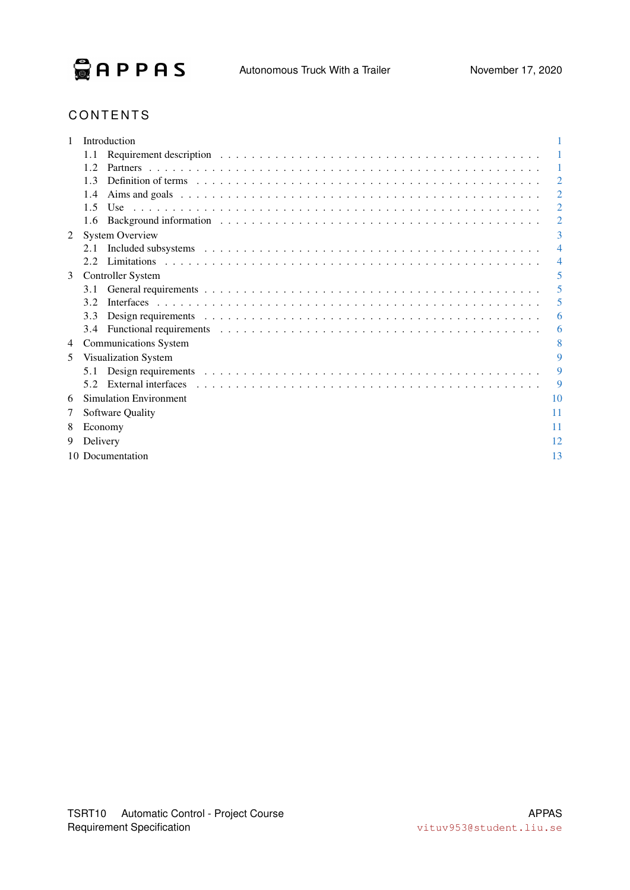# CONTENTS

1 Introduction 1
  - 1.1 Requirement description . . . 1
  - 1.2 Partners . . . 1
  - 1.3 Definition of terms . . . 2
  - 1.4 Aims and goals . . . 2
  - 1.5 Use . . . 2
  - 1.6 Background information . . . 2

2 System Overview 3
  - 2.1 Included subsystems . . . 4
  - 2.2 Limitations . . . 4

3 Controller System 5
  - 3.1 General requirements . . . 5
  - 3.2 Interfaces . . . 5
  - 3.3 Design requirements . . . 6
  - 3.4 Functional requirements . . . 6

4 Communications System 8

5 Visualization System 9
  - 5.1 Design requirements . . . 9
  - 5.2 External interfaces . . . 9

6 Simulation Environment 10

7 Software Quality 11

8 Economy 11

9 Delivery 12

10 Documentation 13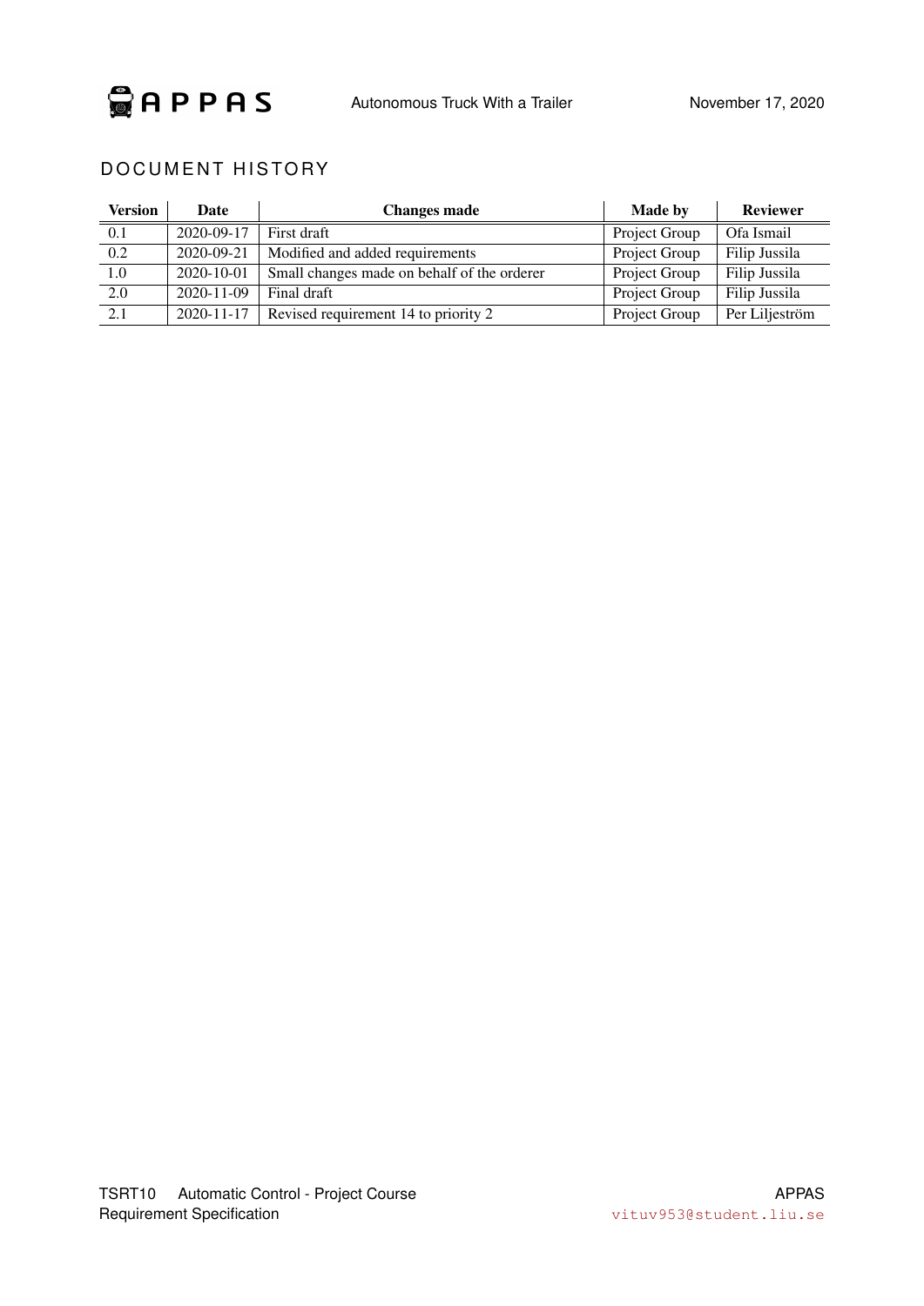## DOCUMENT HISTORY

| Version | Date | Changes made | Made by | Reviewer |
|---|---|---|---|---|
| 0.1 | 2020-09-17 | First draft | Project Group | Ofa Ismail |
| 0.2 | 2020-09-21 | Modified and added requirements | Project Group | Filip Jussila |
| 1.0 | 2020-10-01 | Small changes made on behalf of the orderer | Project Group | Filip Jussila |
| 2.0 | 2020-11-09 | Final draft | Project Group | Filip Jussila |
| 2.1 | 2020-11-17 | Revised requirement 14 to priority 2 | Project Group | Per Liljeström |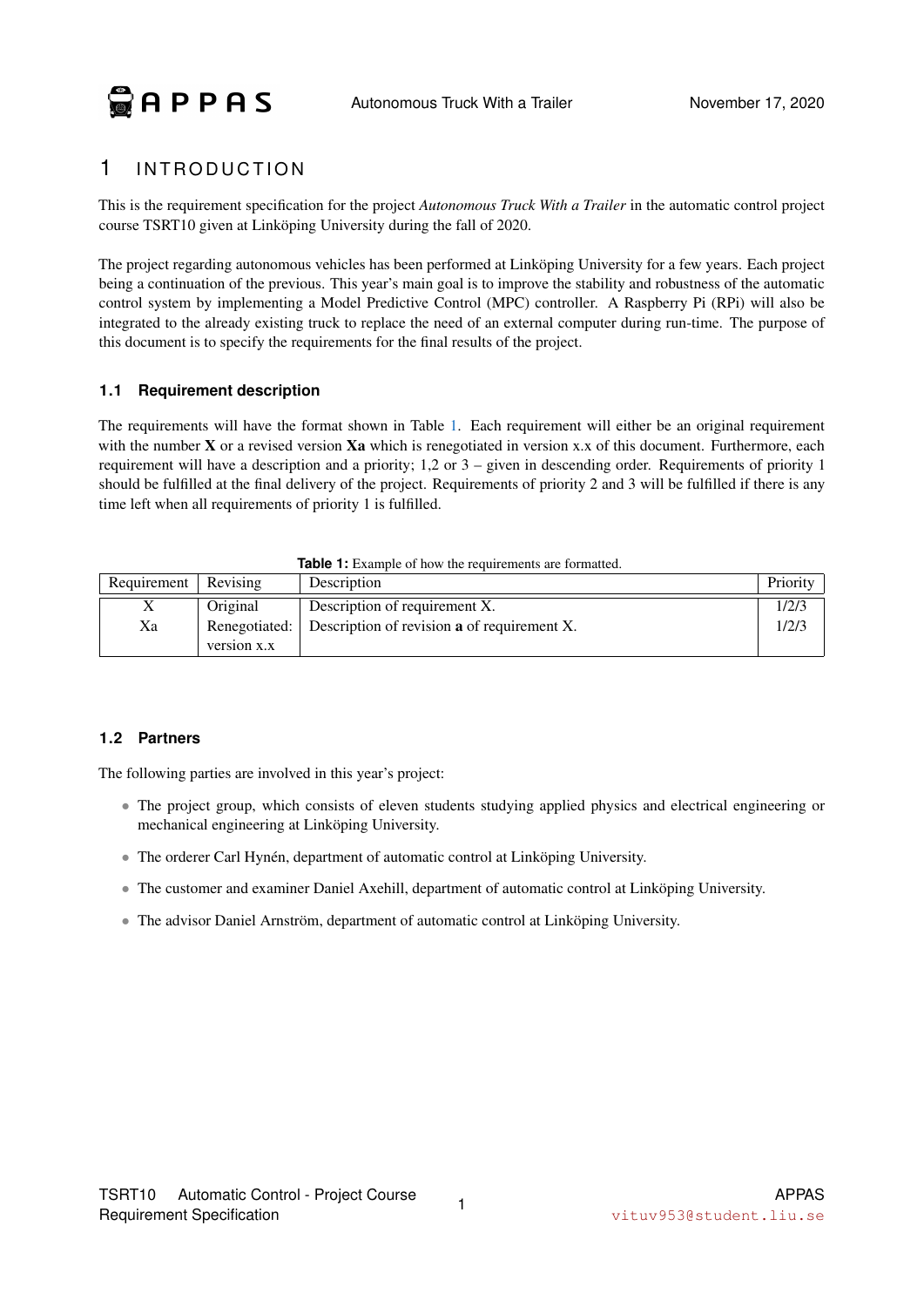# 1 INTRODUCTION

This is the requirement specification for the project *Autonomous Truck With a Trailer* in the automatic control project course TSRT10 given at Linköping University during the fall of 2020.

The project regarding autonomous vehicles has been performed at Linköping University for a few years. Each project being a continuation of the previous. This year's main goal is to improve the stability and robustness of the automatic control system by implementing a Model Predictive Control (MPC) controller. A Raspberry Pi (RPi) will also be integrated to the already existing truck to replace the need of an external computer during run-time. The purpose of this document is to specify the requirements for the final results of the project.

## 1.1 Requirement description

The requirements will have the format shown in Table 1. Each requirement will either be an original requirement with the number **X** or a revised version **Xa** which is renegotiated in version x.x of this document. Furthermore, each requirement will have a description and a priority; 1,2 or 3 – given in descending order. Requirements of priority 1 should be fulfilled at the final delivery of the project. Requirements of priority 2 and 3 will be fulfilled if there is any time left when all requirements of priority 1 is fulfilled.

**Table 1:** Example of how the requirements are formatted.

| Requirement | Revising | Description | Priority |
|---|---|---|---|
| X | Original | Description of requirement X. | 1/2/3 |
| Xa | Renegotiated: version x.x | Description of revision **a** of requirement X. | 1/2/3 |

## 1.2 Partners

The following parties are involved in this year's project:

- The project group, which consists of eleven students studying applied physics and electrical engineering or mechanical engineering at Linköping University.
- The orderer Carl Hynén, department of automatic control at Linköping University.
- The customer and examiner Daniel Axehill, department of automatic control at Linköping University.
- The advisor Daniel Arnström, department of automatic control at Linköping University.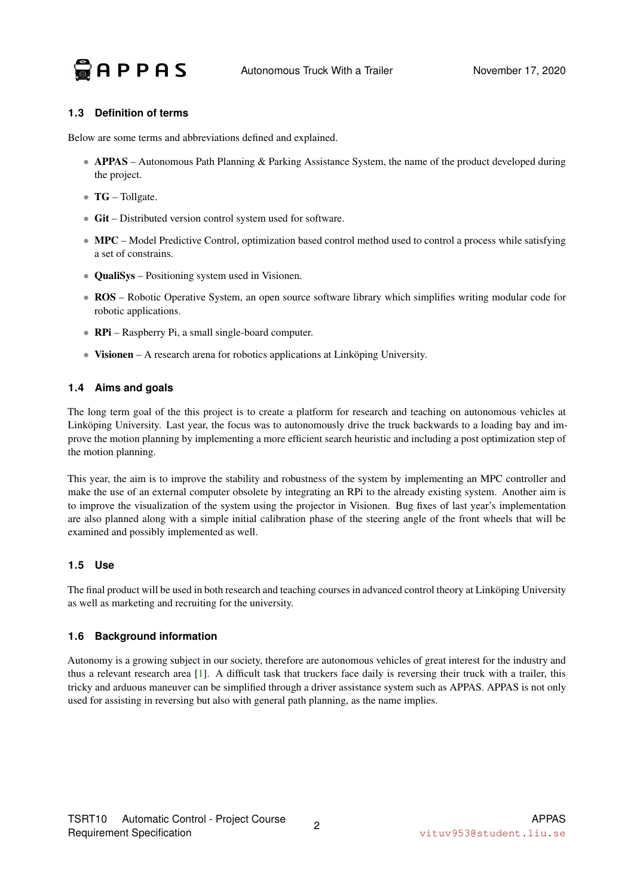### 1.3 Definition of terms

Below are some terms and abbreviations defined and explained.

- **APPAS** – Autonomous Path Planning & Parking Assistance System, the name of the product developed during the project.
- **TG** – Tollgate.
- **Git** – Distributed version control system used for software.
- **MPC** – Model Predictive Control, optimization based control method used to control a process while satisfying a set of constrains.
- **QualiSys** – Positioning system used in Visionen.
- **ROS** – Robotic Operative System, an open source software library which simplifies writing modular code for robotic applications.
- **RPi** – Raspberry Pi, a small single-board computer.
- **Visionen** – A research arena for robotics applications at Linköping University.

### 1.4 Aims and goals

The long term goal of the this project is to create a platform for research and teaching on autonomous vehicles at Linköping University. Last year, the focus was to autonomously drive the truck backwards to a loading bay and improve the motion planning by implementing a more efficient search heuristic and including a post optimization step of the motion planning.

This year, the aim is to improve the stability and robustness of the system by implementing an MPC controller and make the use of an external computer obsolete by integrating an RPi to the already existing system. Another aim is to improve the visualization of the system using the projector in Visionen. Bug fixes of last year's implementation are also planned along with a simple initial calibration phase of the steering angle of the front wheels that will be examined and possibly implemented as well.

### 1.5 Use

The final product will be used in both research and teaching courses in advanced control theory at Linköping University as well as marketing and recruiting for the university.

### 1.6 Background information

Autonomy is a growing subject in our society, therefore are autonomous vehicles of great interest for the industry and thus a relevant research area [1]. A difficult task that truckers face daily is reversing their truck with a trailer, this tricky and arduous maneuver can be simplified through a driver assistance system such as APPAS. APPAS is not only used for assisting in reversing but also with general path planning, as the name implies.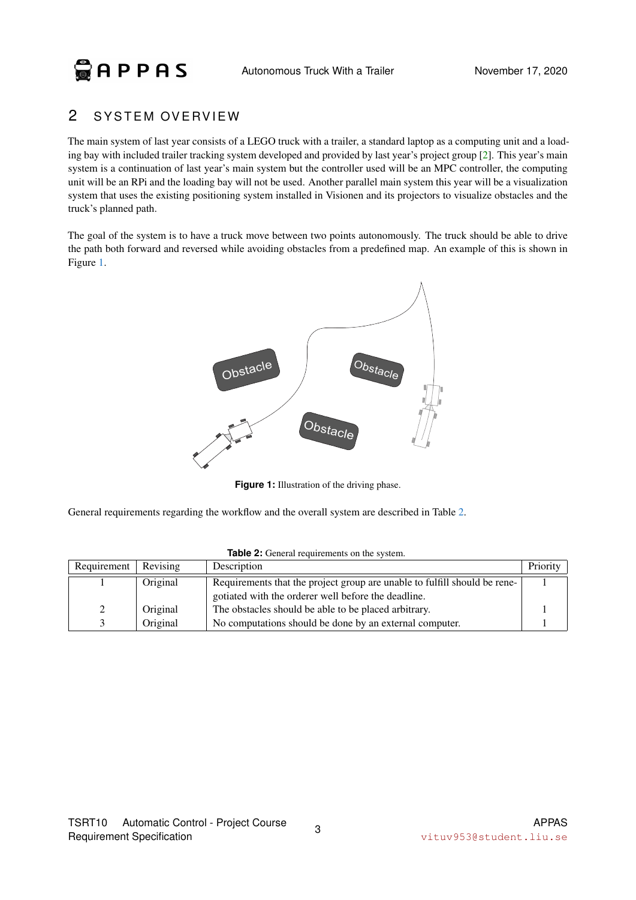## 2 SYSTEM OVERVIEW

The main system of last year consists of a LEGO truck with a trailer, a standard laptop as a computing unit and a loading bay with included trailer tracking system developed and provided by last year's project group [2]. This year's main system is a continuation of last year's main system but the controller used will be an MPC controller, the computing unit will be an RPi and the loading bay will not be used. Another parallel main system this year will be a visualization system that uses the existing positioning system installed in Visionen and its projectors to visualize obstacles and the truck's planned path.

The goal of the system is to have a truck move between two points autonomously. The truck should be able to drive the path both forward and reversed while avoiding obstacles from a predefined map. An example of this is shown in Figure 1.

**Figure 1:** Illustration of the driving phase.

General requirements regarding the workflow and the overall system are described in Table 2.

**Table 2:** General requirements on the system.

| Requirement | Revising | Description | Priority |
|---|---|---|---|
| 1 | Original | Requirements that the project group are unable to fulfill should be renegotiated with the orderer well before the deadline. | 1 |
| 2 | Original | The obstacles should be able to be placed arbitrary. | 1 |
| 3 | Original | No computations should be done by an external computer. | 1 |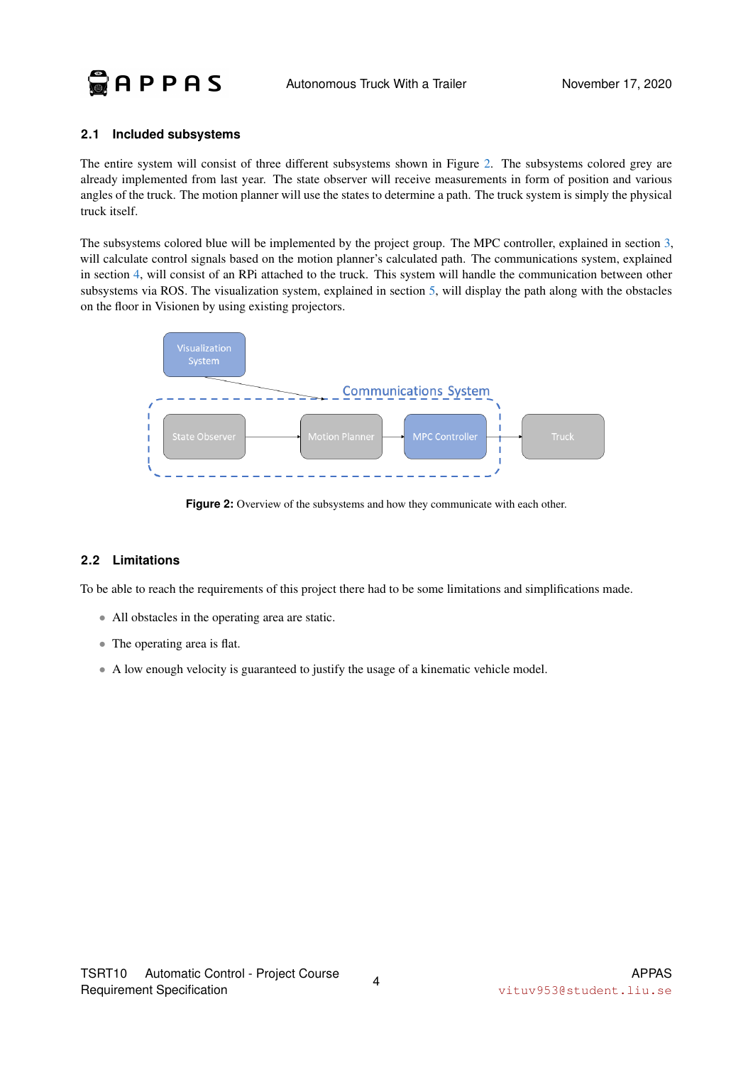### 2.1 Included subsystems

The entire system will consist of three different subsystems shown in Figure 2. The subsystems colored grey are already implemented from last year. The state observer will receive measurements in form of position and various angles of the truck. The motion planner will use the states to determine a path. The truck system is simply the physical truck itself.

The subsystems colored blue will be implemented by the project group. The MPC controller, explained in section 3, will calculate control signals based on the motion planner's calculated path. The communications system, explained in section 4, will consist of an RPi attached to the truck. This system will handle the communication between other subsystems via ROS. The visualization system, explained in section 5, will display the path along with the obstacles on the floor in Visionen by using existing projectors.

Visualization System

Communications System

State Observer → Motion Planner → MPC Controller → Truck

**Figure 2:** Overview of the subsystems and how they communicate with each other.

### 2.2 Limitations

To be able to reach the requirements of this project there had to be some limitations and simplifications made.

- All obstacles in the operating area are static.
- The operating area is flat.
- A low enough velocity is guaranteed to justify the usage of a kinematic vehicle model.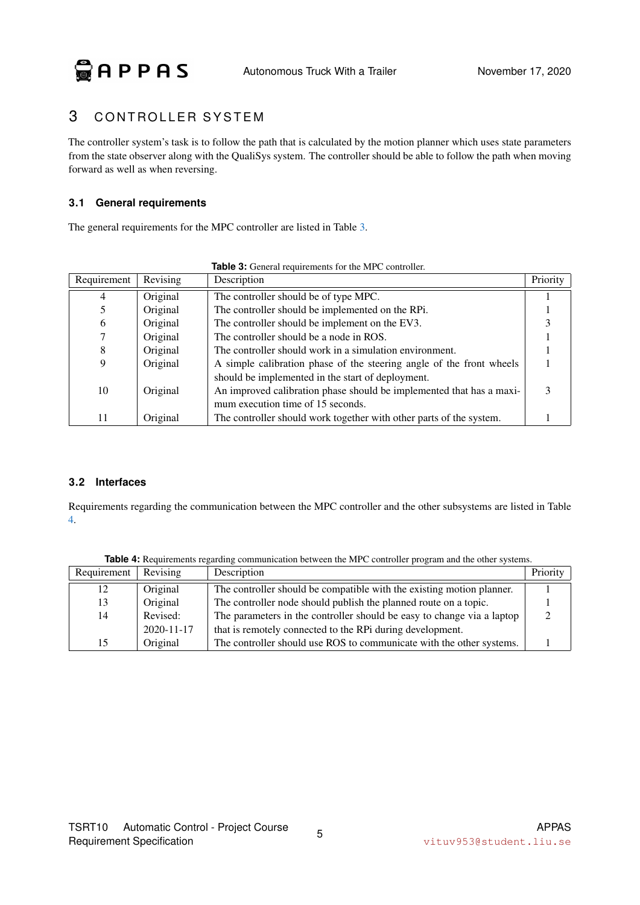## 3 CONTROLLER SYSTEM

The controller system's task is to follow the path that is calculated by the motion planner which uses state parameters from the state observer along with the QualiSys system. The controller should be able to follow the path when moving forward as well as when reversing.

### 3.1 General requirements

The general requirements for the MPC controller are listed in Table 3.

**Table 3:** General requirements for the MPC controller.

| Requirement | Revising | Description | Priority |
|---|---|---|---|
| 4 | Original | The controller should be of type MPC. | 1 |
| 5 | Original | The controller should be implemented on the RPi. | 1 |
| 6 | Original | The controller should be implement on the EV3. | 3 |
| 7 | Original | The controller should be a node in ROS. | 1 |
| 8 | Original | The controller should work in a simulation environment. | 1 |
| 9 | Original | A simple calibration phase of the steering angle of the front wheels should be implemented in the start of deployment. | 1 |
| 10 | Original | An improved calibration phase should be implemented that has a maximum execution time of 15 seconds. | 3 |
| 11 | Original | The controller should work together with other parts of the system. | 1 |

### 3.2 Interfaces

Requirements regarding the communication between the MPC controller and the other subsystems are listed in Table 4.

**Table 4:** Requirements regarding communication between the MPC controller program and the other systems.

| Requirement | Revising | Description | Priority |
|---|---|---|---|
| 12 | Original | The controller should be compatible with the existing motion planner. | 1 |
| 13 | Original | The controller node should publish the planned route on a topic. | 1 |
| 14 | Revised: 2020-11-17 | The parameters in the controller should be easy to change via a laptop that is remotely connected to the RPi during development. | 2 |
| 15 | Original | The controller should use ROS to communicate with the other systems. | 1 |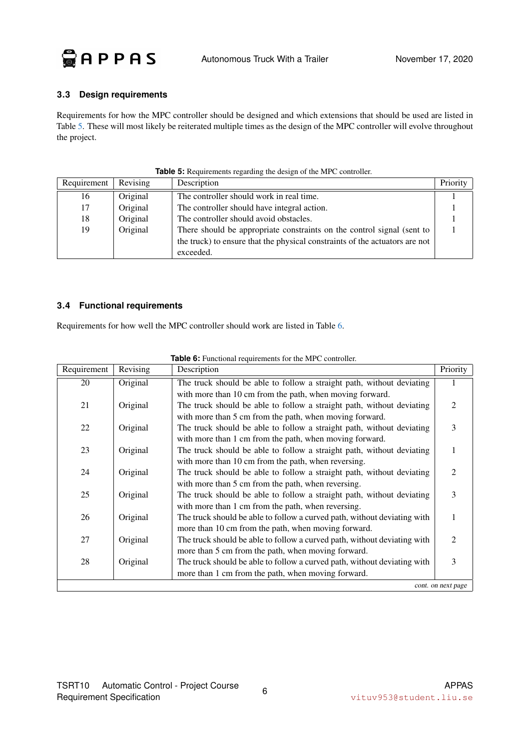### 3.3 Design requirements

Requirements for how the MPC controller should be designed and which extensions that should be used are listed in Table 5. These will most likely be reiterated multiple times as the design of the MPC controller will evolve throughout the project.

**Table 5:** Requirements regarding the design of the MPC controller.

| Requirement | Revising | Description | Priority |
|---|---|---|---|
| 16 | Original | The controller should work in real time. | 1 |
| 17 | Original | The controller should have integral action. | 1 |
| 18 | Original | The controller should avoid obstacles. | 1 |
| 19 | Original | There should be appropriate constraints on the control signal (sent to the truck) to ensure that the physical constraints of the actuators are not exceeded. | 1 |

### 3.4 Functional requirements

Requirements for how well the MPC controller should work are listed in Table 6.

**Table 6:** Functional requirements for the MPC controller.

| Requirement | Revising | Description | Priority |
|---|---|---|---|
| 20 | Original | The truck should be able to follow a straight path, without deviating with more than 10 cm from the path, when moving forward. | 1 |
| 21 | Original | The truck should be able to follow a straight path, without deviating with more than 5 cm from the path, when moving forward. | 2 |
| 22 | Original | The truck should be able to follow a straight path, without deviating with more than 1 cm from the path, when moving forward. | 3 |
| 23 | Original | The truck should be able to follow a straight path, without deviating with more than 10 cm from the path, when reversing. | 1 |
| 24 | Original | The truck should be able to follow a straight path, without deviating with more than 5 cm from the path, when reversing. | 2 |
| 25 | Original | The truck should be able to follow a straight path, without deviating with more than 1 cm from the path, when reversing. | 3 |
| 26 | Original | The truck should be able to follow a curved path, without deviating with more than 10 cm from the path, when moving forward. | 1 |
| 27 | Original | The truck should be able to follow a curved path, without deviating with more than 5 cm from the path, when moving forward. | 2 |
| 28 | Original | The truck should be able to follow a curved path, without deviating with more than 1 cm from the path, when moving forward. | 3 |

*cont. on next page*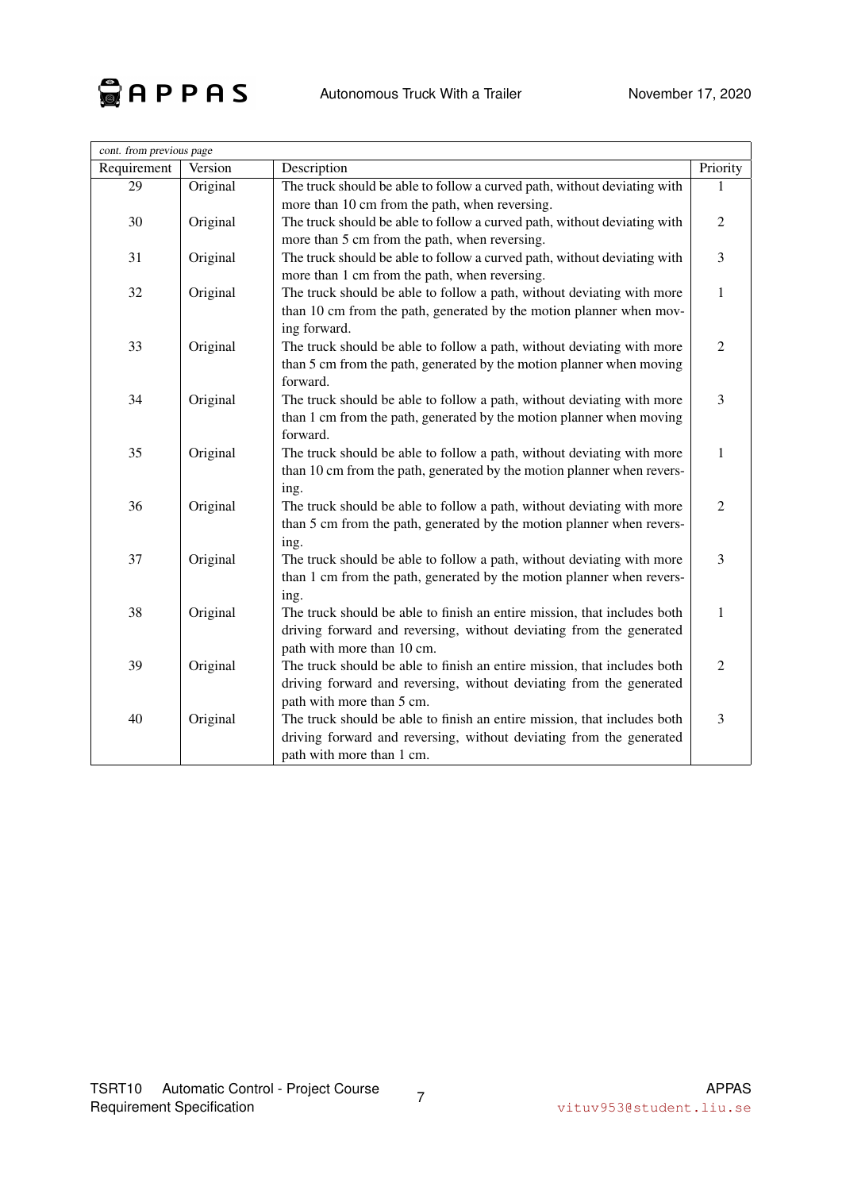*cont. from previous page*

| Requirement | Version | Description | Priority |
|---|---|---|---|
| 29 | Original | The truck should be able to follow a curved path, without deviating with more than 10 cm from the path, when reversing. | 1 |
| 30 | Original | The truck should be able to follow a curved path, without deviating with more than 5 cm from the path, when reversing. | 2 |
| 31 | Original | The truck should be able to follow a curved path, without deviating with more than 1 cm from the path, when reversing. | 3 |
| 32 | Original | The truck should be able to follow a path, without deviating with more than 10 cm from the path, generated by the motion planner when moving forward. | 1 |
| 33 | Original | The truck should be able to follow a path, without deviating with more than 5 cm from the path, generated by the motion planner when moving forward. | 2 |
| 34 | Original | The truck should be able to follow a path, without deviating with more than 1 cm from the path, generated by the motion planner when moving forward. | 3 |
| 35 | Original | The truck should be able to follow a path, without deviating with more than 10 cm from the path, generated by the motion planner when reversing. | 1 |
| 36 | Original | The truck should be able to follow a path, without deviating with more than 5 cm from the path, generated by the motion planner when reversing. | 2 |
| 37 | Original | The truck should be able to follow a path, without deviating with more than 1 cm from the path, generated by the motion planner when reversing. | 3 |
| 38 | Original | The truck should be able to finish an entire mission, that includes both driving forward and reversing, without deviating from the generated path with more than 10 cm. | 1 |
| 39 | Original | The truck should be able to finish an entire mission, that includes both driving forward and reversing, without deviating from the generated path with more than 5 cm. | 2 |
| 40 | Original | The truck should be able to finish an entire mission, that includes both driving forward and reversing, without deviating from the generated path with more than 1 cm. | 3 |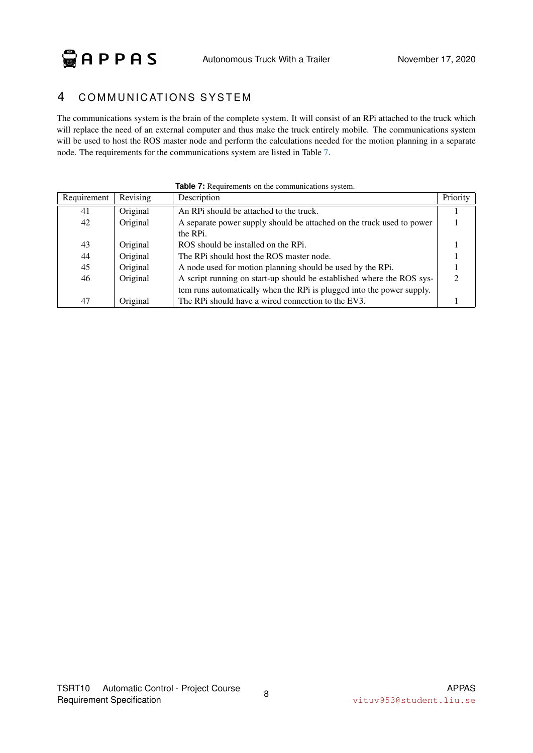# 4 COMMUNICATIONS SYSTEM

The communications system is the brain of the complete system. It will consist of an RPi attached to the truck which will replace the need of an external computer and thus make the truck entirely mobile. The communications system will be used to host the ROS master node and perform the calculations needed for the motion planning in a separate node. The requirements for the communications system are listed in Table 7.

**Table 7:** Requirements on the communications system.

| Requirement | Revising | Description | Priority |
|---|---|---|---|
| 41 | Original | An RPi should be attached to the truck. | 1 |
| 42 | Original | A separate power supply should be attached on the truck used to power the RPi. | 1 |
| 43 | Original | ROS should be installed on the RPi. | 1 |
| 44 | Original | The RPi should host the ROS master node. | 1 |
| 45 | Original | A node used for motion planning should be used by the RPi. | 1 |
| 46 | Original | A script running on start-up should be established where the ROS system runs automatically when the RPi is plugged into the power supply. | 2 |
| 47 | Original | The RPi should have a wired connection to the EV3. | 1 |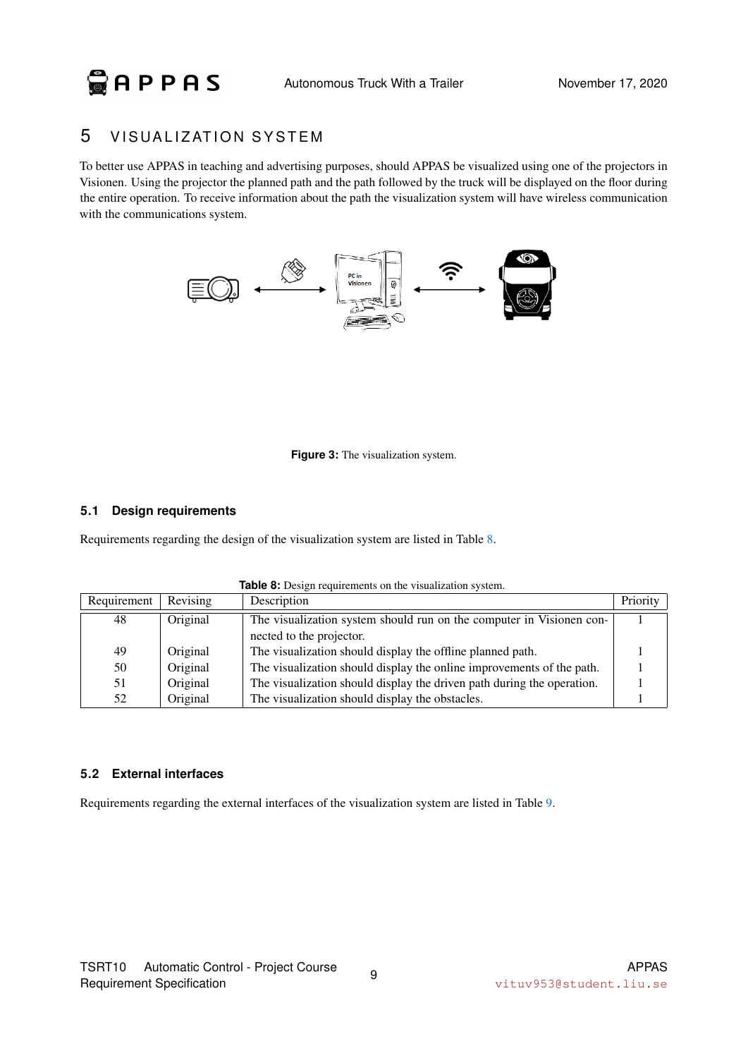# 5 VISUALIZATION SYSTEM

To better use APPAS in teaching and advertising purposes, should APPAS be visualized using one of the projectors in Visionen. Using the projector the planned path and the path followed by the truck will be displayed on the floor during the entire operation. To receive information about the path the visualization system will have wireless communication with the communications system.

**Figure 3:** The visualization system.

## 5.1 Design requirements

Requirements regarding the design of the visualization system are listed in Table 8.

**Table 8:** Design requirements on the visualization system.

| Requirement | Revising | Description | Priority |
|---|---|---|---|
| 48 | Original | The visualization system should run on the computer in Visionen connected to the projector. | 1 |
| 49 | Original | The visualization should display the offline planned path. | 1 |
| 50 | Original | The visualization should display the online improvements of the path. | 1 |
| 51 | Original | The visualization should display the driven path during the operation. | 1 |
| 52 | Original | The visualization should display the obstacles. | 1 |

## 5.2 External interfaces

Requirements regarding the external interfaces of the visualization system are listed in Table 9.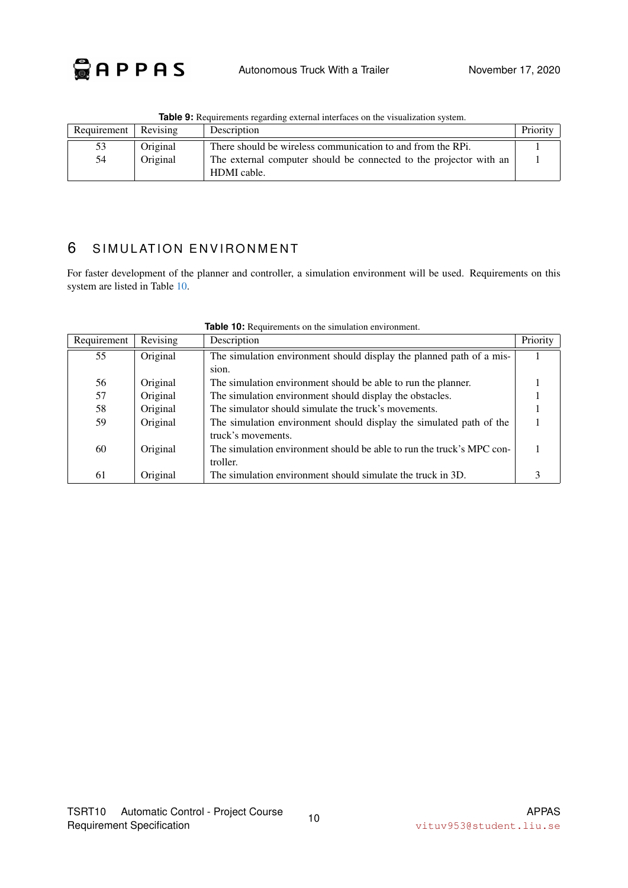**Table 9:** Requirements regarding external interfaces on the visualization system.

| Requirement | Revising | Description | Priority |
|---|---|---|---|
| 53 | Original | There should be wireless communication to and from the RPi. | 1 |
| 54 | Original | The external computer should be connected to the projector with an HDMI cable. | 1 |

## 6 SIMULATION ENVIRONMENT

For faster development of the planner and controller, a simulation environment will be used. Requirements on this system are listed in Table 10.

**Table 10:** Requirements on the simulation environment.

| Requirement | Revising | Description | Priority |
|---|---|---|---|
| 55 | Original | The simulation environment should display the planned path of a mission. | 1 |
| 56 | Original | The simulation environment should be able to run the planner. | 1 |
| 57 | Original | The simulation environment should display the obstacles. | 1 |
| 58 | Original | The simulator should simulate the truck's movements. | 1 |
| 59 | Original | The simulation environment should display the simulated path of the truck's movements. | 1 |
| 60 | Original | The simulation environment should be able to run the truck's MPC controller. | 1 |
| 61 | Original | The simulation environment should simulate the truck in 3D. | 3 |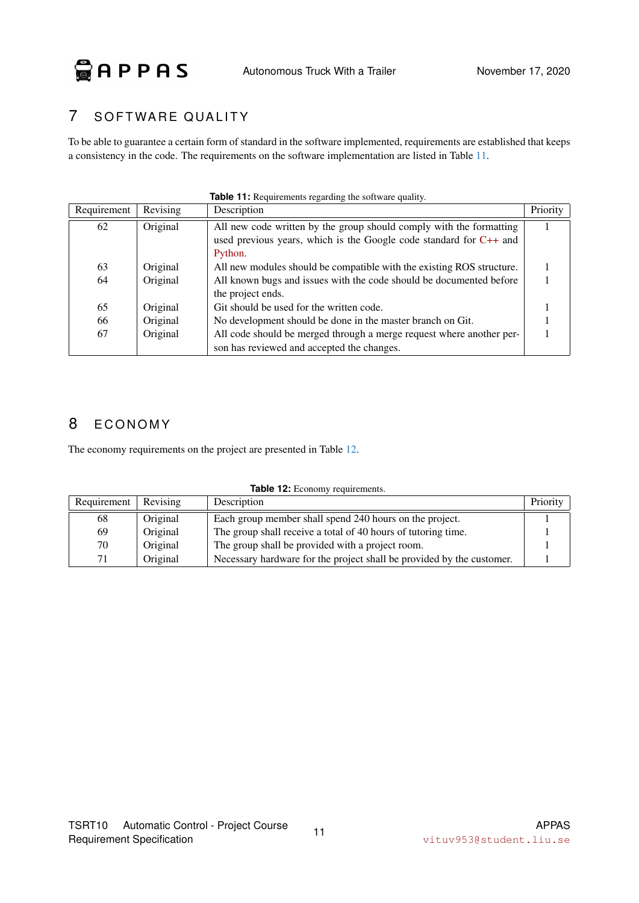# 7 SOFTWARE QUALITY

To be able to guarantee a certain form of standard in the software implemented, requirements are established that keeps a consistency in the code. The requirements on the software implementation are listed in Table 11.

**Table 11:** Requirements regarding the software quality.

| Requirement | Revising | Description | Priority |
|---|---|---|---|
| 62 | Original | All new code written by the group should comply with the formatting used previous years, which is the Google code standard for C++ and Python. | 1 |
| 63 | Original | All new modules should be compatible with the existing ROS structure. | 1 |
| 64 | Original | All known bugs and issues with the code should be documented before the project ends. | 1 |
| 65 | Original | Git should be used for the written code. | 1 |
| 66 | Original | No development should be done in the master branch on Git. | 1 |
| 67 | Original | All code should be merged through a merge request where another person has reviewed and accepted the changes. | 1 |

# 8 ECONOMY

The economy requirements on the project are presented in Table 12.

**Table 12:** Economy requirements.

| Requirement | Revising | Description | Priority |
|---|---|---|---|
| 68 | Original | Each group member shall spend 240 hours on the project. | 1 |
| 69 | Original | The group shall receive a total of 40 hours of tutoring time. | 1 |
| 70 | Original | The group shall be provided with a project room. | 1 |
| 71 | Original | Necessary hardware for the project shall be provided by the customer. | 1 |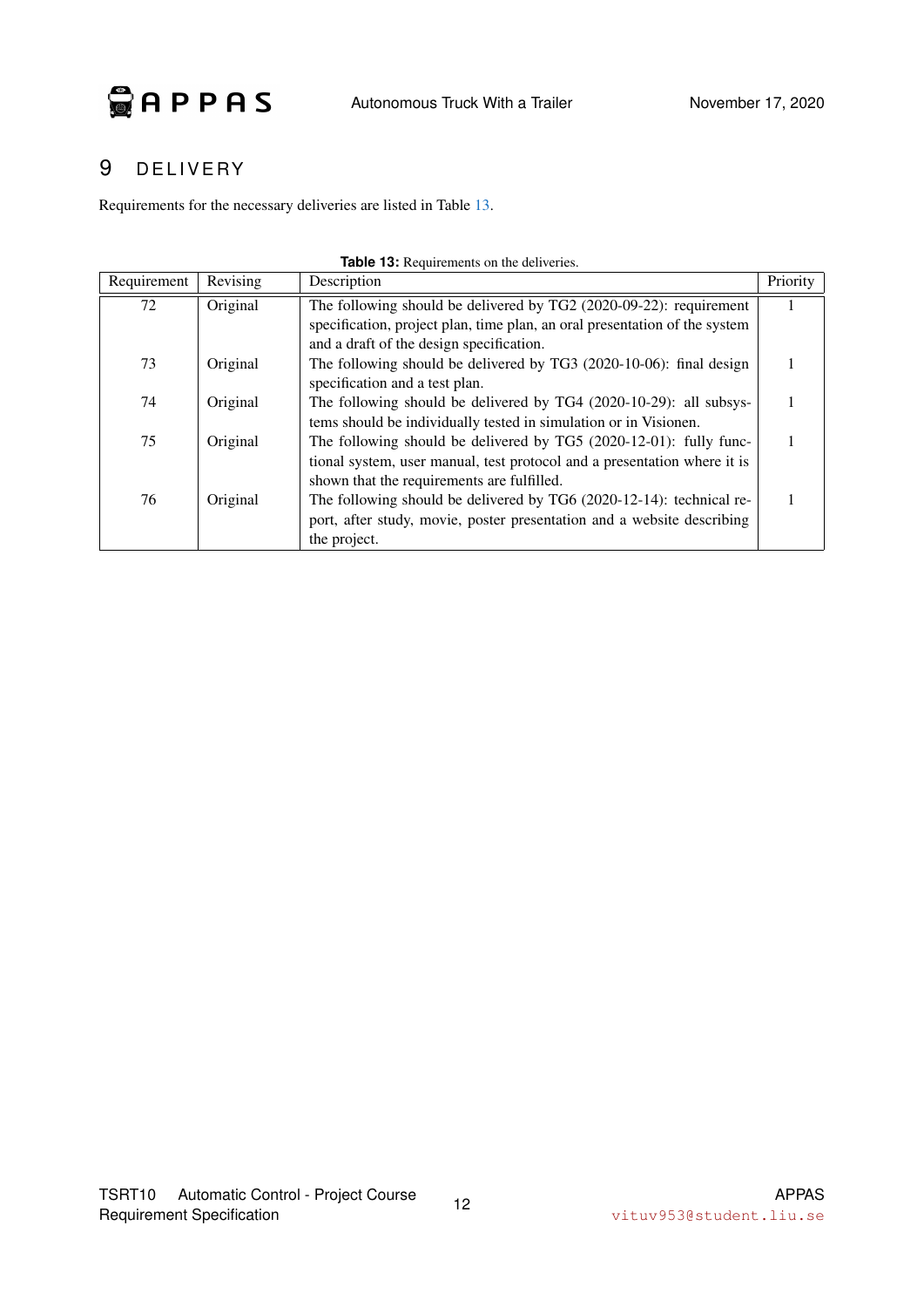# 9 DELIVERY

Requirements for the necessary deliveries are listed in Table 13.

**Table 13:** Requirements on the deliveries.

| Requirement | Revising | Description | Priority |
|---|---|---|---|
| 72 | Original | The following should be delivered by TG2 (2020-09-22): requirement specification, project plan, time plan, an oral presentation of the system and a draft of the design specification. | 1 |
| 73 | Original | The following should be delivered by TG3 (2020-10-06): final design specification and a test plan. | 1 |
| 74 | Original | The following should be delivered by TG4 (2020-10-29): all subsystems should be individually tested in simulation or in Visionen. | 1 |
| 75 | Original | The following should be delivered by TG5 (2020-12-01): fully functional system, user manual, test protocol and a presentation where it is shown that the requirements are fulfilled. | 1 |
| 76 | Original | The following should be delivered by TG6 (2020-12-14): technical report, after study, movie, poster presentation and a website describing the project. | 1 |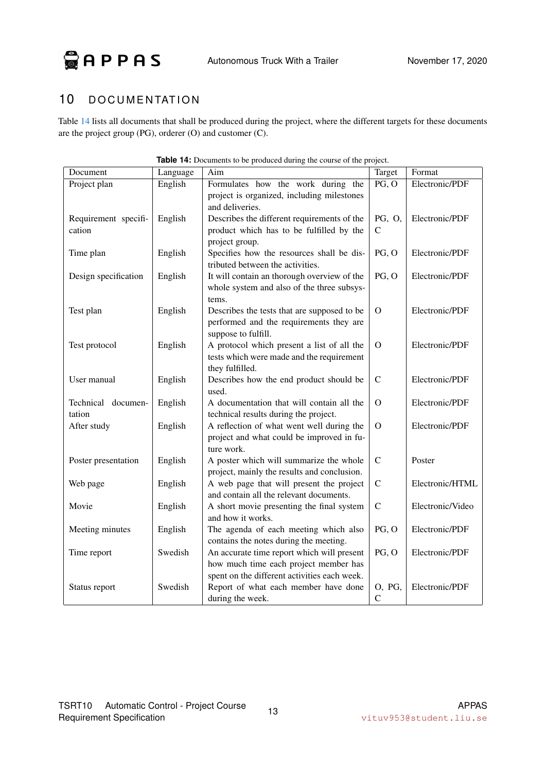## 10 DOCUMENTATION

Table 14 lists all documents that shall be produced during the project, where the different targets for these documents are the project group (PG), orderer (O) and customer (C).

**Table 14:** Documents to be produced during the course of the project.

| Document | Language | Aim | Target | Format |
|---|---|---|---|---|
| Project plan | English | Formulates how the work during the project is organized, including milestones and deliveries. | PG, O | Electronic/PDF |
| Requirement specification | English | Describes the different requirements of the product which has to be fulfilled by the project group. | PG, O, C | Electronic/PDF |
| Time plan | English | Specifies how the resources shall be distributed between the activities. | PG, O | Electronic/PDF |
| Design specification | English | It will contain an thorough overview of the whole system and also of the three subsystems. | PG, O | Electronic/PDF |
| Test plan | English | Describes the tests that are supposed to be performed and the requirements they are suppose to fulfill. | O | Electronic/PDF |
| Test protocol | English | A protocol which present a list of all the tests which were made and the requirement they fulfilled. | O | Electronic/PDF |
| User manual | English | Describes how the end product should be used. | C | Electronic/PDF |
| Technical documentation | English | A documentation that will contain all the technical results during the project. | O | Electronic/PDF |
| After study | English | A reflection of what went well during the project and what could be improved in future work. | O | Electronic/PDF |
| Poster presentation | English | A poster which will summarize the whole project, mainly the results and conclusion. | C | Poster |
| Web page | English | A web page that will present the project and contain all the relevant documents. | C | Electronic/HTML |
| Movie | English | A short movie presenting the final system and how it works. | C | Electronic/Video |
| Meeting minutes | English | The agenda of each meeting which also contains the notes during the meeting. | PG, O | Electronic/PDF |
| Time report | Swedish | An accurate time report which will present how much time each project member has spent on the different activities each week. | PG, O | Electronic/PDF |
| Status report | Swedish | Report of what each member have done during the week. | O, PG, C | Electronic/PDF |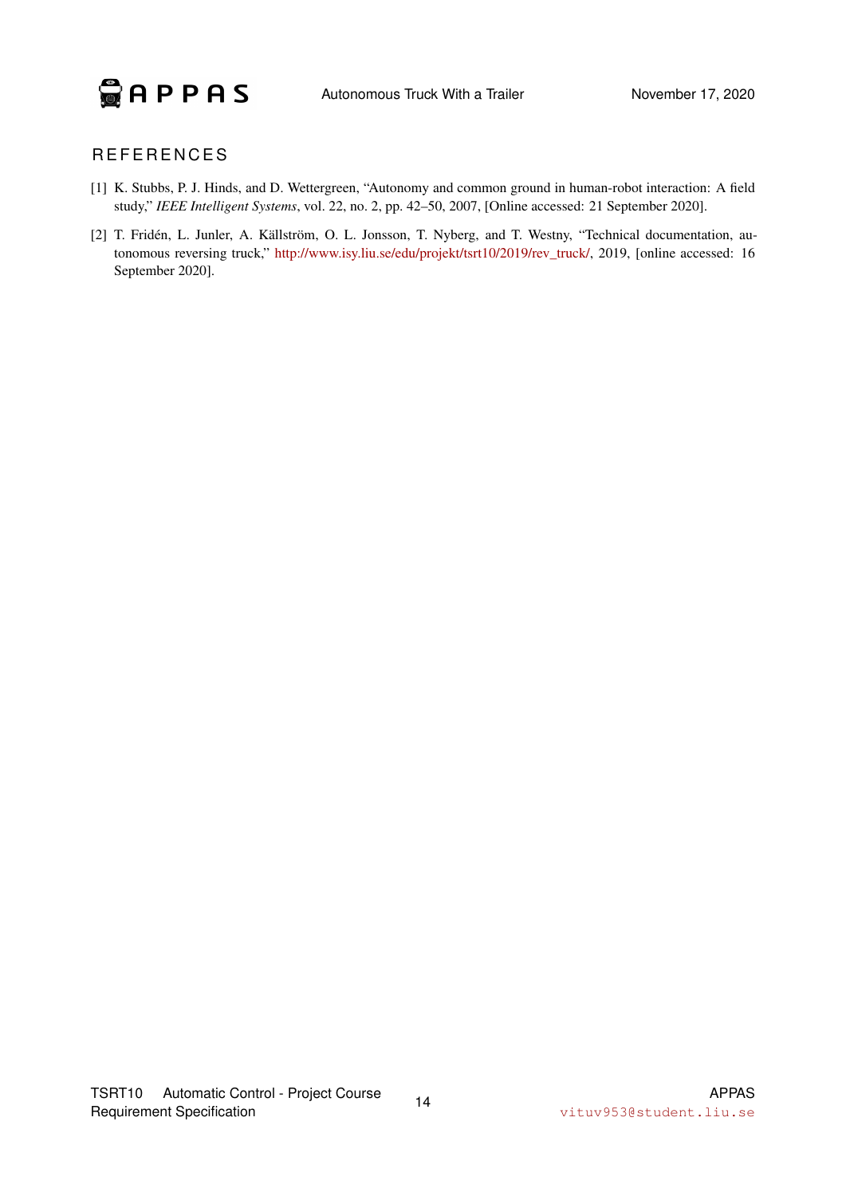# REFERENCES

[1] K. Stubbs, P. J. Hinds, and D. Wettergreen, “Autonomy and common ground in human-robot interaction: A field study,” *IEEE Intelligent Systems*, vol. 22, no. 2, pp. 42–50, 2007, [Online accessed: 21 September 2020].

[2] T. Fridén, L. Junler, A. Källström, O. L. Jonsson, T. Nyberg, and T. Westny, “Technical documentation, autonomous reversing truck,” http://www.isy.liu.se/edu/projekt/tsrt10/2019/rev_truck/, 2019, [online accessed: 16 September 2020].